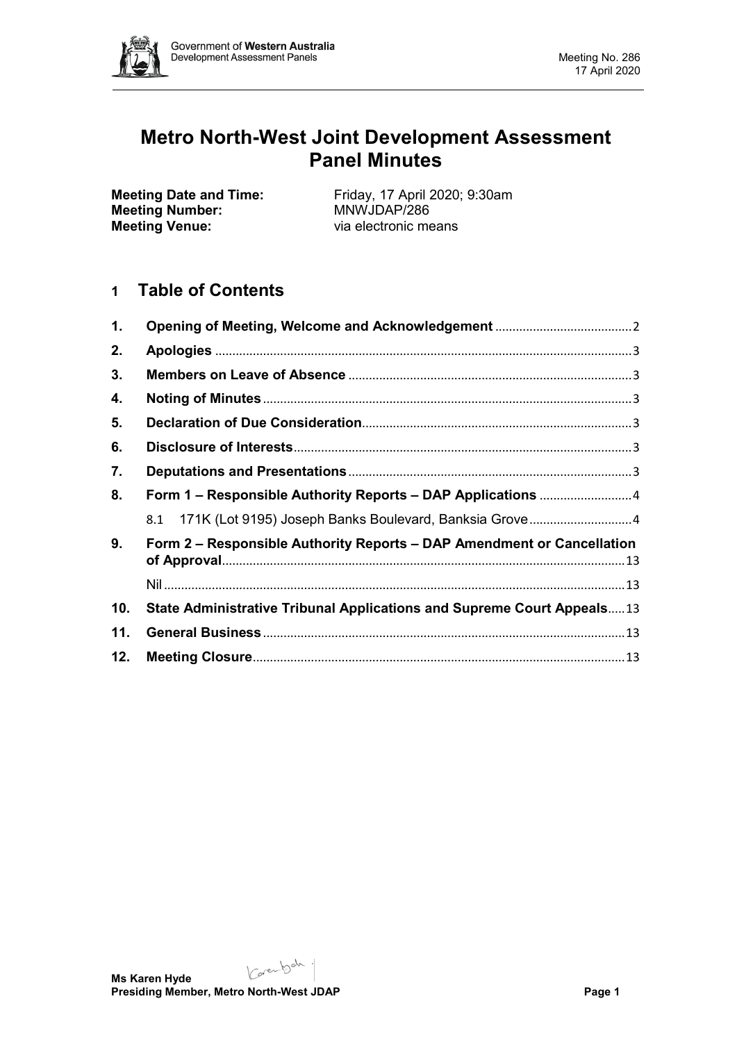# Metro North-West Joint Development Assessment Panel Minutes

**Meeting Date and Time:** Friday, 17 April 2020; 9:30am
**Meeting Number:** MNWJDAP/286
**Meeting Venue:** via electronic means

## 1 Table of Contents

| | | |
|---|---|---|
| **1.** | **Opening of Meeting, Welcome and Acknowledgement** | 2 |
| **2.** | **Apologies** | 3 |
| **3.** | **Members on Leave of Absence** | 3 |
| **4.** | **Noting of Minutes** | 3 |
| **5.** | **Declaration of Due Consideration** | 3 |
| **6.** | **Disclosure of Interests** | 3 |
| **7.** | **Deputations and Presentations** | 3 |
| **8.** | **Form 1 – Responsible Authority Reports – DAP Applications** | 4 |
| | 8.1 171K (Lot 9195) Joseph Banks Boulevard, Banksia Grove | 4 |
| **9.** | **Form 2 – Responsible Authority Reports – DAP Amendment or Cancellation of Approval** | 13 |
| | Nil | 13 |
| **10.** | **State Administrative Tribunal Applications and Supreme Court Appeals** | 13 |
| **11.** | **General Business** | 13 |
| **12.** | **Meeting Closure** | 13 |

**Ms Karen Hyde**
**Presiding Member, Metro North-West JDAP**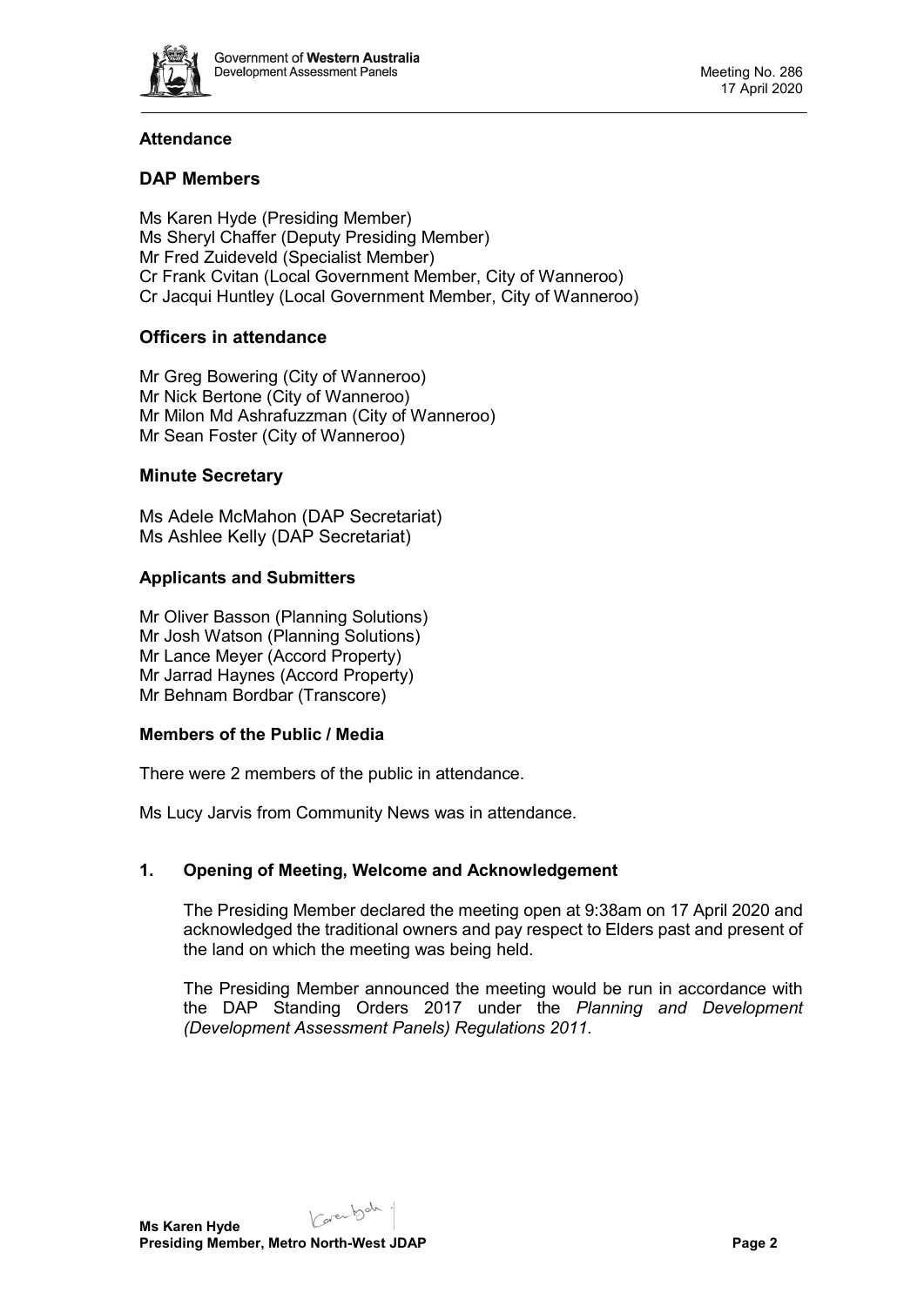## Attendance

### DAP Members

Ms Karen Hyde (Presiding Member)
Ms Sheryl Chaffer (Deputy Presiding Member)
Mr Fred Zuideveld (Specialist Member)
Cr Frank Cvitan (Local Government Member, City of Wanneroo)
Cr Jacqui Huntley (Local Government Member, City of Wanneroo)

### Officers in attendance

Mr Greg Bowering (City of Wanneroo)
Mr Nick Bertone (City of Wanneroo)
Mr Milon Md Ashrafuzzman (City of Wanneroo)
Mr Sean Foster (City of Wanneroo)

### Minute Secretary

Ms Adele McMahon (DAP Secretariat)
Ms Ashlee Kelly (DAP Secretariat)

### Applicants and Submitters

Mr Oliver Basson (Planning Solutions)
Mr Josh Watson (Planning Solutions)
Mr Lance Meyer (Accord Property)
Mr Jarrad Haynes (Accord Property)
Mr Behnam Bordbar (Transcore)

### Members of the Public / Media

There were 2 members of the public in attendance.

Ms Lucy Jarvis from Community News was in attendance.

## 1. Opening of Meeting, Welcome and Acknowledgement

The Presiding Member declared the meeting open at 9:38am on 17 April 2020 and acknowledged the traditional owners and pay respect to Elders past and present of the land on which the meeting was being held.

The Presiding Member announced the meeting would be run in accordance with the DAP Standing Orders 2017 under the *Planning and Development (Development Assessment Panels) Regulations 2011.*

**Ms Karen Hyde**
**Presiding Member, Metro North-West JDAP**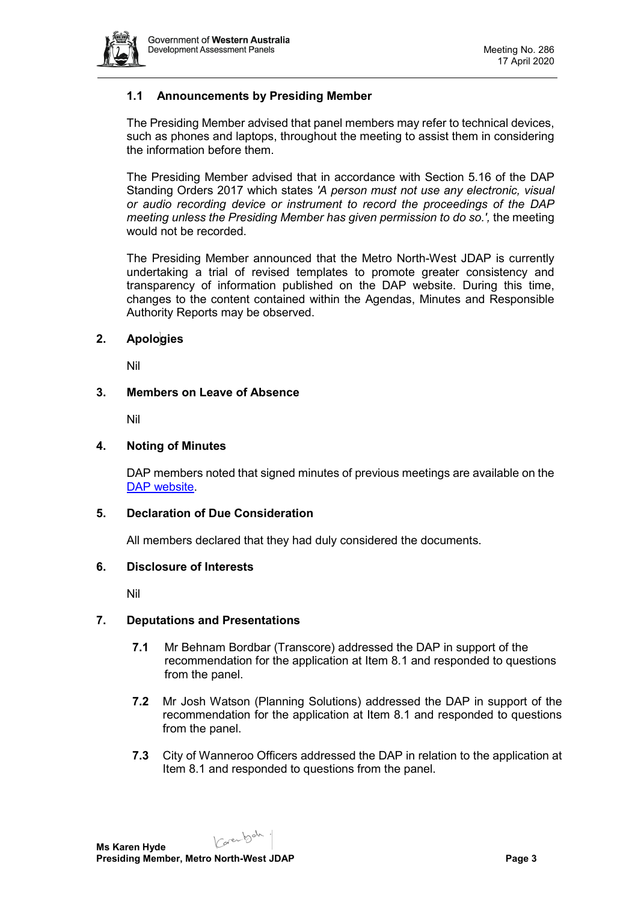### 1.1 Announcements by Presiding Member

The Presiding Member advised that panel members may refer to technical devices, such as phones and laptops, throughout the meeting to assist them in considering the information before them.

The Presiding Member advised that in accordance with Section 5.16 of the DAP Standing Orders 2017 which states *'A person must not use any electronic, visual or audio recording device or instrument to record the proceedings of the DAP meeting unless the Presiding Member has given permission to do so.',* the meeting would not be recorded.

The Presiding Member announced that the Metro North-West JDAP is currently undertaking a trial of revised templates to promote greater consistency and transparency of information published on the DAP website. During this time, changes to the content contained within the Agendas, Minutes and Responsible Authority Reports may be observed.

## 2. Apologies

Nil

## 3. Members on Leave of Absence

Nil

## 4. Noting of Minutes

DAP members noted that signed minutes of previous meetings are available on the DAP website.

## 5. Declaration of Due Consideration

All members declared that they had duly considered the documents.

## 6. Disclosure of Interests

Nil

## 7. Deputations and Presentations

**7.1** Mr Behnam Bordbar (Transcore) addressed the DAP in support of the recommendation for the application at Item 8.1 and responded to questions from the panel.

**7.2** Mr Josh Watson (Planning Solutions) addressed the DAP in support of the recommendation for the application at Item 8.1 and responded to questions from the panel.

**7.3** City of Wanneroo Officers addressed the DAP in relation to the application at Item 8.1 and responded to questions from the panel.

**Ms Karen Hyde**
**Presiding Member, Metro North-West JDAP**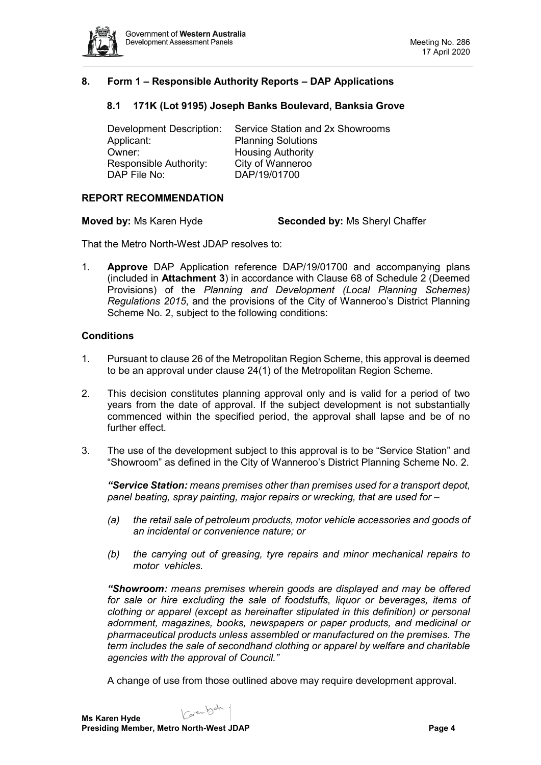## 8. Form 1 – Responsible Authority Reports – DAP Applications

### 8.1 171K (Lot 9195) Joseph Banks Boulevard, Banksia Grove

| | |
|---|---|
| Development Description: | Service Station and 2x Showrooms |
| Applicant: | Planning Solutions |
| Owner: | Housing Authority |
| Responsible Authority: | City of Wanneroo |
| DAP File No: | DAP/19/01700 |

**REPORT RECOMMENDATION**

**Moved by:** Ms Karen Hyde **Seconded by:** Ms Sheryl Chaffer

That the Metro North-West JDAP resolves to:

1. **Approve** DAP Application reference DAP/19/01700 and accompanying plans (included in **Attachment 3**) in accordance with Clause 68 of Schedule 2 (Deemed Provisions) of the *Planning and Development (Local Planning Schemes) Regulations 2015*, and the provisions of the City of Wanneroo's District Planning Scheme No. 2, subject to the following conditions:

**Conditions**

1. Pursuant to clause 26 of the Metropolitan Region Scheme, this approval is deemed to be an approval under clause 24(1) of the Metropolitan Region Scheme.

2. This decision constitutes planning approval only and is valid for a period of two years from the date of approval. If the subject development is not substantially commenced within the specified period, the approval shall lapse and be of no further effect.

3. The use of the development subject to this approval is to be "Service Station" and "Showroom" as defined in the City of Wanneroo's District Planning Scheme No. 2.

   ***"Service Station:*** *means premises other than premises used for a transport depot, panel beating, spray painting, major repairs or wrecking, that are used for –*

   *(a) the retail sale of petroleum products, motor vehicle accessories and goods of an incidental or convenience nature; or*

   *(b) the carrying out of greasing, tyre repairs and minor mechanical repairs to motor vehicles.*

   ***"Showroom:*** *means premises wherein goods are displayed and may be offered for sale or hire excluding the sale of foodstuffs, liquor or beverages, items of clothing or apparel (except as hereinafter stipulated in this definition) or personal adornment, magazines, books, newspapers or paper products, and medicinal or pharmaceutical products unless assembled or manufactured on the premises. The term includes the sale of secondhand clothing or apparel by welfare and charitable agencies with the approval of Council."*

   A change of use from those outlined above may require development approval.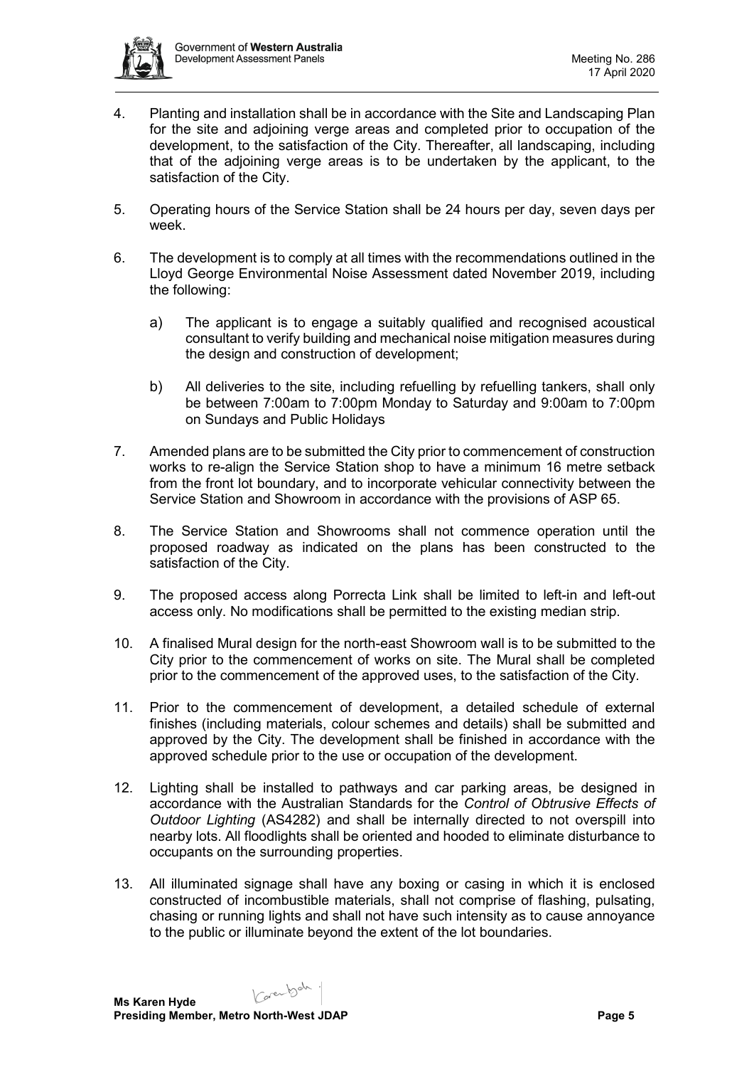4. Planting and installation shall be in accordance with the Site and Landscaping Plan for the site and adjoining verge areas and completed prior to occupation of the development, to the satisfaction of the City. Thereafter, all landscaping, including that of the adjoining verge areas is to be undertaken by the applicant, to the satisfaction of the City.

5. Operating hours of the Service Station shall be 24 hours per day, seven days per week.

6. The development is to comply at all times with the recommendations outlined in the Lloyd George Environmental Noise Assessment dated November 2019, including the following:

   a) The applicant is to engage a suitably qualified and recognised acoustical consultant to verify building and mechanical noise mitigation measures during the design and construction of development;

   b) All deliveries to the site, including refuelling by refuelling tankers, shall only be between 7:00am to 7:00pm Monday to Saturday and 9:00am to 7:00pm on Sundays and Public Holidays

7. Amended plans are to be submitted the City prior to commencement of construction works to re-align the Service Station shop to have a minimum 16 metre setback from the front lot boundary, and to incorporate vehicular connectivity between the Service Station and Showroom in accordance with the provisions of ASP 65.

8. The Service Station and Showrooms shall not commence operation until the proposed roadway as indicated on the plans has been constructed to the satisfaction of the City.

9. The proposed access along Porrecta Link shall be limited to left-in and left-out access only. No modifications shall be permitted to the existing median strip.

10. A finalised Mural design for the north-east Showroom wall is to be submitted to the City prior to the commencement of works on site. The Mural shall be completed prior to the commencement of the approved uses, to the satisfaction of the City.

11. Prior to the commencement of development, a detailed schedule of external finishes (including materials, colour schemes and details) shall be submitted and approved by the City. The development shall be finished in accordance with the approved schedule prior to the use or occupation of the development.

12. Lighting shall be installed to pathways and car parking areas, be designed in accordance with the Australian Standards for the *Control of Obtrusive Effects of Outdoor Lighting* (AS4282) and shall be internally directed to not overspill into nearby lots. All floodlights shall be oriented and hooded to eliminate disturbance to occupants on the surrounding properties.

13. All illuminated signage shall have any boxing or casing in which it is enclosed constructed of incombustible materials, shall not comprise of flashing, pulsating, chasing or running lights and shall not have such intensity as to cause annoyance to the public or illuminate beyond the extent of the lot boundaries.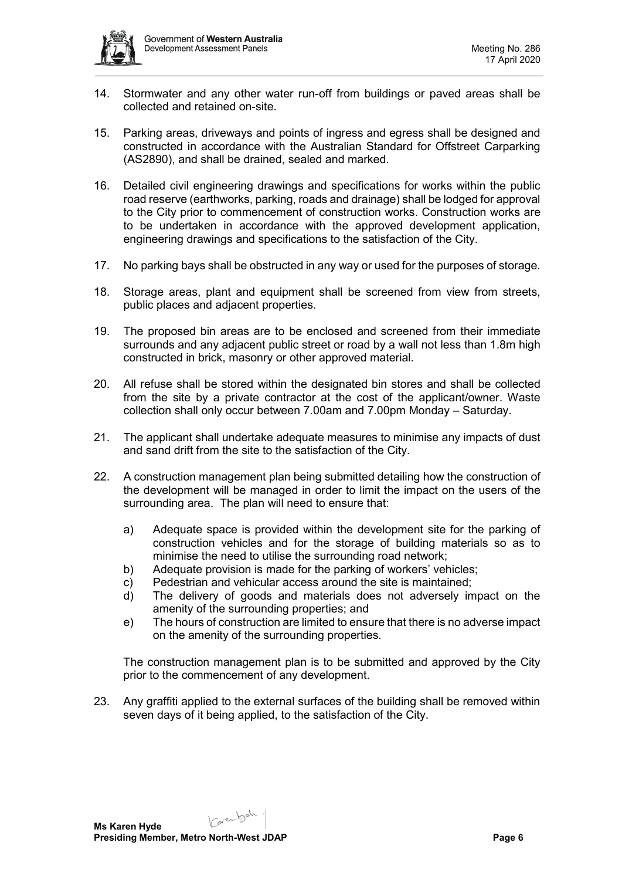14. Stormwater and any other water run-off from buildings or paved areas shall be collected and retained on-site.

15. Parking areas, driveways and points of ingress and egress shall be designed and constructed in accordance with the Australian Standard for Offstreet Carparking (AS2890), and shall be drained, sealed and marked.

16. Detailed civil engineering drawings and specifications for works within the public road reserve (earthworks, parking, roads and drainage) shall be lodged for approval to the City prior to commencement of construction works. Construction works are to be undertaken in accordance with the approved development application, engineering drawings and specifications to the satisfaction of the City.

17. No parking bays shall be obstructed in any way or used for the purposes of storage.

18. Storage areas, plant and equipment shall be screened from view from streets, public places and adjacent properties.

19. The proposed bin areas are to be enclosed and screened from their immediate surrounds and any adjacent public street or road by a wall not less than 1.8m high constructed in brick, masonry or other approved material.

20. All refuse shall be stored within the designated bin stores and shall be collected from the site by a private contractor at the cost of the applicant/owner. Waste collection shall only occur between 7.00am and 7.00pm Monday – Saturday.

21. The applicant shall undertake adequate measures to minimise any impacts of dust and sand drift from the site to the satisfaction of the City.

22. A construction management plan being submitted detailing how the construction of the development will be managed in order to limit the impact on the users of the surrounding area. The plan will need to ensure that:

    a) Adequate space is provided within the development site for the parking of construction vehicles and for the storage of building materials so as to minimise the need to utilise the surrounding road network;
    b) Adequate provision is made for the parking of workers' vehicles;
    c) Pedestrian and vehicular access around the site is maintained;
    d) The delivery of goods and materials does not adversely impact on the amenity of the surrounding properties; and
    e) The hours of construction are limited to ensure that there is no adverse impact on the amenity of the surrounding properties.

    The construction management plan is to be submitted and approved by the City prior to the commencement of any development.

23. Any graffiti applied to the external surfaces of the building shall be removed within seven days of it being applied, to the satisfaction of the City.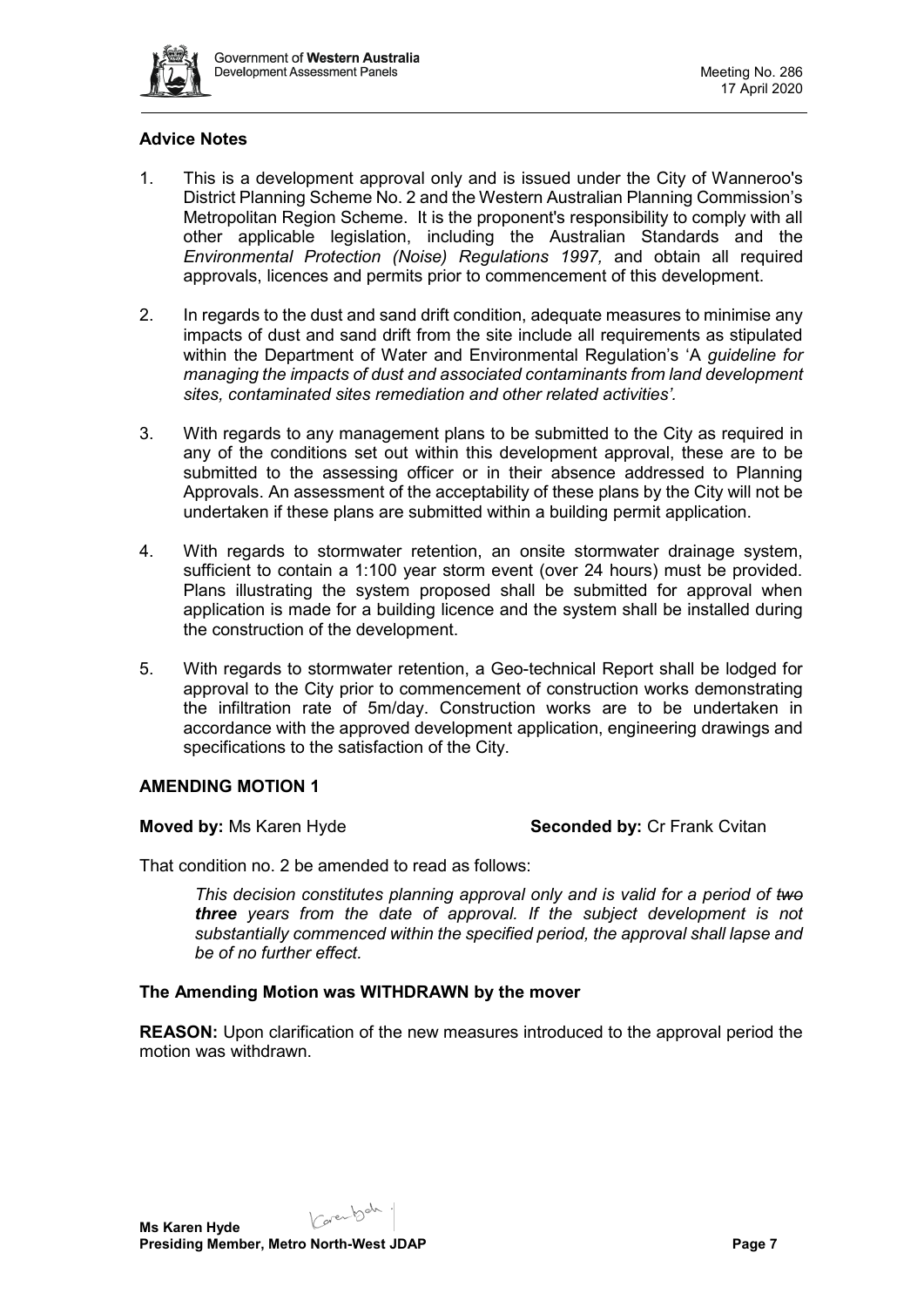### Advice Notes

1. This is a development approval only and is issued under the City of Wanneroo's District Planning Scheme No. 2 and the Western Australian Planning Commission's Metropolitan Region Scheme. It is the proponent's responsibility to comply with all other applicable legislation, including the Australian Standards and the *Environmental Protection (Noise) Regulations 1997,* and obtain all required approvals, licences and permits prior to commencement of this development.

2. In regards to the dust and sand drift condition, adequate measures to minimise any impacts of dust and sand drift from the site include all requirements as stipulated within the Department of Water and Environmental Regulation's 'A *guideline for managing the impacts of dust and associated contaminants from land development sites, contaminated sites remediation and other related activities'*.

3. With regards to any management plans to be submitted to the City as required in any of the conditions set out within this development approval, these are to be submitted to the assessing officer or in their absence addressed to Planning Approvals. An assessment of the acceptability of these plans by the City will not be undertaken if these plans are submitted within a building permit application.

4. With regards to stormwater retention, an onsite stormwater drainage system, sufficient to contain a 1:100 year storm event (over 24 hours) must be provided. Plans illustrating the system proposed shall be submitted for approval when application is made for a building licence and the system shall be installed during the construction of the development.

5. With regards to stormwater retention, a Geo-technical Report shall be lodged for approval to the City prior to commencement of construction works demonstrating the infiltration rate of 5m/day. Construction works are to be undertaken in accordance with the approved development application, engineering drawings and specifications to the satisfaction of the City.

### AMENDING MOTION 1

**Moved by:** Ms Karen Hyde **Seconded by:** Cr Frank Cvitan

That condition no. 2 be amended to read as follows:

> *This decision constitutes planning approval only and is valid for a period of ~~two~~* ***three*** *years from the date of approval. If the subject development is not substantially commenced within the specified period, the approval shall lapse and be of no further effect.*

**The Amending Motion was WITHDRAWN by the mover**

**REASON:** Upon clarification of the new measures introduced to the approval period the motion was withdrawn.

**Ms Karen Hyde**
**Presiding Member, Metro North-West JDAP**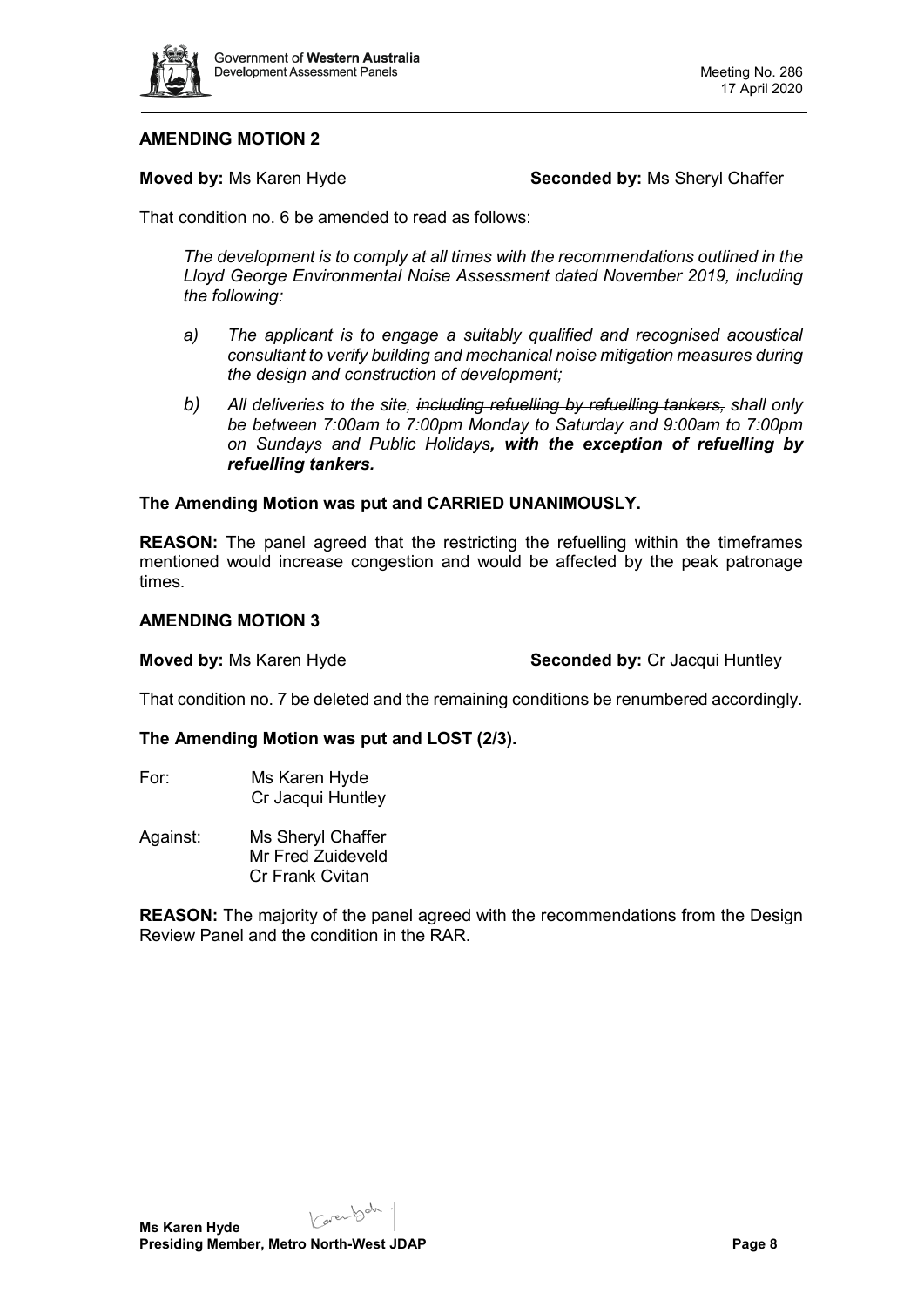**AMENDING MOTION 2**

**Moved by:** Ms Karen Hyde **Seconded by:** Ms Sheryl Chaffer

That condition no. 6 be amended to read as follows:

> *The development is to comply at all times with the recommendations outlined in the Lloyd George Environmental Noise Assessment dated November 2019, including the following:*
>
> *a) The applicant is to engage a suitably qualified and recognised acoustical consultant to verify building and mechanical noise mitigation measures during the design and construction of development;*
>
> *b) All deliveries to the site, ~~including refuelling by refuelling tankers,~~ shall only be between 7:00am to 7:00pm Monday to Saturday and 9:00am to 7:00pm on Sundays and Public Holidays**, with the exception of refuelling by refuelling tankers.***

**The Amending Motion was put and CARRIED UNANIMOUSLY.**

**REASON:** The panel agreed that the restricting the refuelling within the timeframes mentioned would increase congestion and would be affected by the peak patronage times.

**AMENDING MOTION 3**

**Moved by:** Ms Karen Hyde **Seconded by:** Cr Jacqui Huntley

That condition no. 7 be deleted and the remaining conditions be renumbered accordingly.

**The Amending Motion was put and LOST (2/3).**

For: Ms Karen Hyde
Cr Jacqui Huntley

Against: Ms Sheryl Chaffer
Mr Fred Zuideveld
Cr Frank Cvitan

**REASON:** The majority of the panel agreed with the recommendations from the Design Review Panel and the condition in the RAR.

**Ms Karen Hyde**
**Presiding Member, Metro North-West JDAP**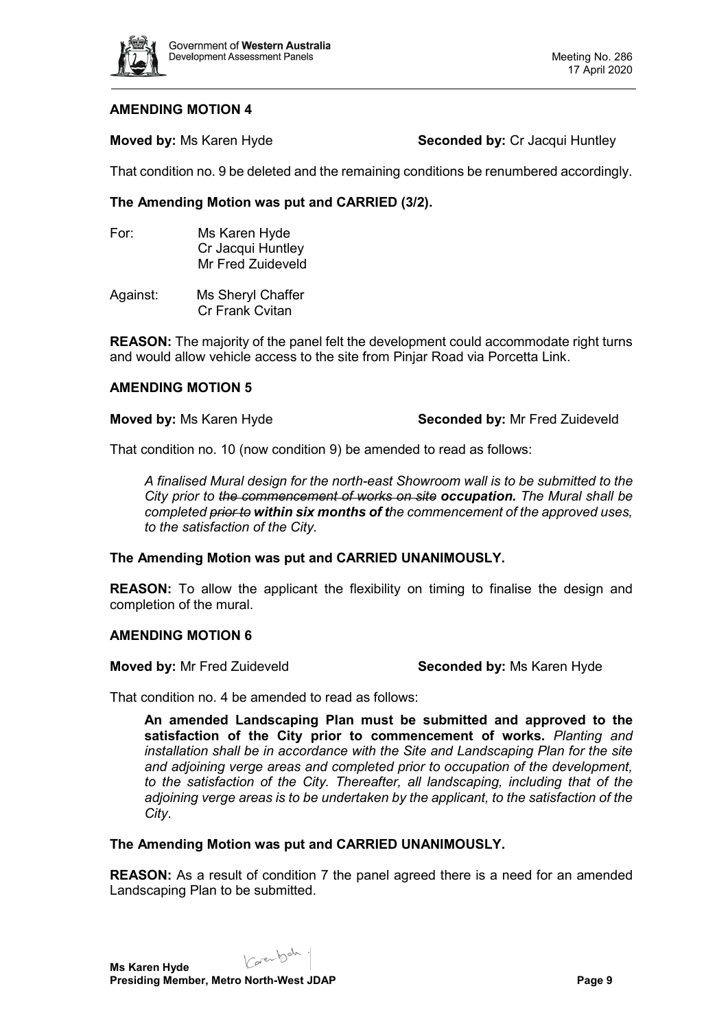**AMENDING MOTION 4**

**Moved by:** Ms Karen Hyde **Seconded by:** Cr Jacqui Huntley

That condition no. 9 be deleted and the remaining conditions be renumbered accordingly.

**The Amending Motion was put and CARRIED (3/2).**

For: Ms Karen Hyde
Cr Jacqui Huntley
Mr Fred Zuideveld

Against: Ms Sheryl Chaffer
Cr Frank Cvitan

**REASON:** The majority of the panel felt the development could accommodate right turns and would allow vehicle access to the site from Pinjar Road via Porcetta Link.

**AMENDING MOTION 5**

**Moved by:** Ms Karen Hyde **Seconded by:** Mr Fred Zuideveld

That condition no. 10 (now condition 9) be amended to read as follows:

> *A finalised Mural design for the north-east Showroom wall is to be submitted to the City prior to ~~the commencement of works on site~~* ***occupation.*** *The Mural shall be completed ~~prior to~~* ***within six months of t****he commencement of the approved uses, to the satisfaction of the City.*

**The Amending Motion was put and CARRIED UNANIMOUSLY.**

**REASON:** To allow the applicant the flexibility on timing to finalise the design and completion of the mural.

**AMENDING MOTION 6**

**Moved by:** Mr Fred Zuideveld **Seconded by:** Ms Karen Hyde

That condition no. 4 be amended to read as follows:

> **An amended Landscaping Plan must be submitted and approved to the satisfaction of the City prior to commencement of works.** *Planting and installation shall be in accordance with the Site and Landscaping Plan for the site and adjoining verge areas and completed prior to occupation of the development, to the satisfaction of the City. Thereafter, all landscaping, including that of the adjoining verge areas is to be undertaken by the applicant, to the satisfaction of the City.*

**The Amending Motion was put and CARRIED UNANIMOUSLY.**

**REASON:** As a result of condition 7 the panel agreed there is a need for an amended Landscaping Plan to be submitted.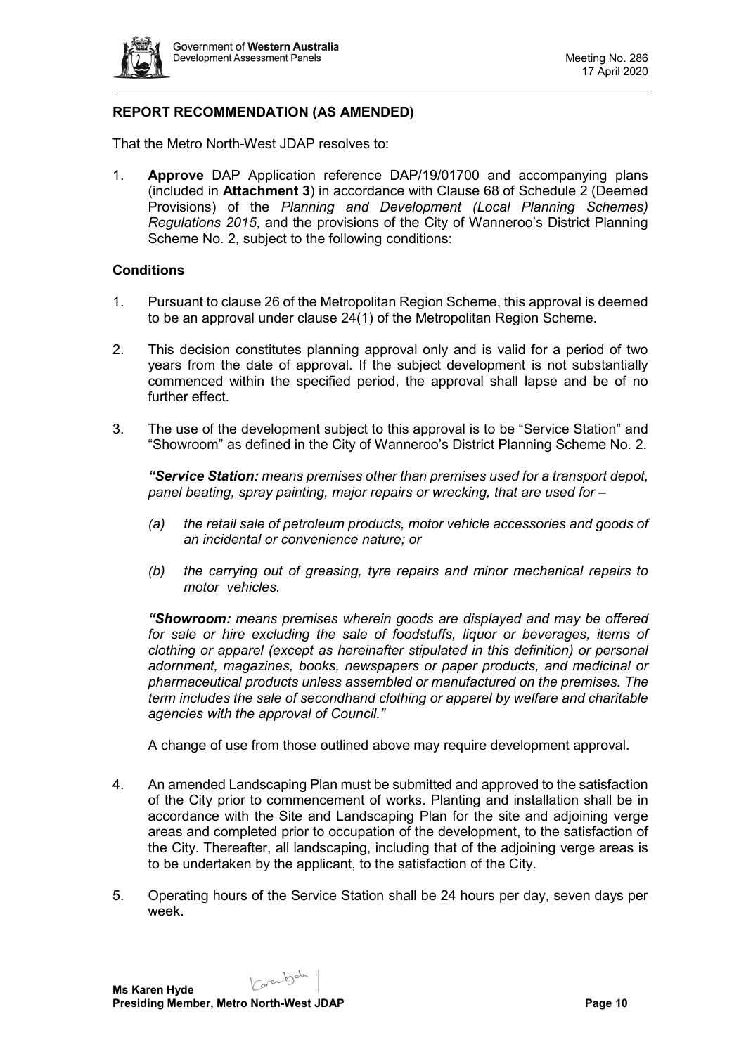## REPORT RECOMMENDATION (AS AMENDED)

That the Metro North-West JDAP resolves to:

1. **Approve** DAP Application reference DAP/19/01700 and accompanying plans (included in **Attachment 3**) in accordance with Clause 68 of Schedule 2 (Deemed Provisions) of the *Planning and Development (Local Planning Schemes) Regulations 2015*, and the provisions of the City of Wanneroo's District Planning Scheme No. 2, subject to the following conditions:

### Conditions

1. Pursuant to clause 26 of the Metropolitan Region Scheme, this approval is deemed to be an approval under clause 24(1) of the Metropolitan Region Scheme.

2. This decision constitutes planning approval only and is valid for a period of two years from the date of approval. If the subject development is not substantially commenced within the specified period, the approval shall lapse and be of no further effect.

3. The use of the development subject to this approval is to be "Service Station" and "Showroom" as defined in the City of Wanneroo's District Planning Scheme No. 2.

   ***"Service Station:*** *means premises other than premises used for a transport depot, panel beating, spray painting, major repairs or wrecking, that are used for –*

   *(a) the retail sale of petroleum products, motor vehicle accessories and goods of an incidental or convenience nature; or*

   *(b) the carrying out of greasing, tyre repairs and minor mechanical repairs to motor vehicles.*

   ***"Showroom:*** *means premises wherein goods are displayed and may be offered for sale or hire excluding the sale of foodstuffs, liquor or beverages, items of clothing or apparel (except as hereinafter stipulated in this definition) or personal adornment, magazines, books, newspapers or paper products, and medicinal or pharmaceutical products unless assembled or manufactured on the premises. The term includes the sale of secondhand clothing or apparel by welfare and charitable agencies with the approval of Council."*

   A change of use from those outlined above may require development approval.

4. An amended Landscaping Plan must be submitted and approved to the satisfaction of the City prior to commencement of works. Planting and installation shall be in accordance with the Site and Landscaping Plan for the site and adjoining verge areas and completed prior to occupation of the development, to the satisfaction of the City. Thereafter, all landscaping, including that of the adjoining verge areas is to be undertaken by the applicant, to the satisfaction of the City.

5. Operating hours of the Service Station shall be 24 hours per day, seven days per week.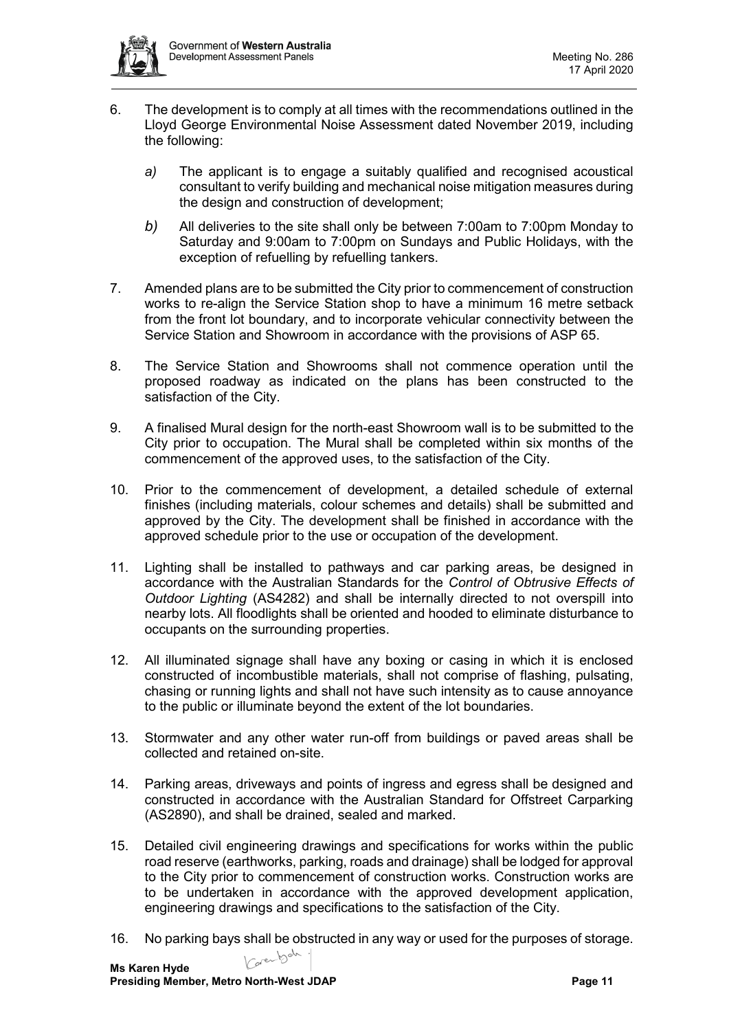6. The development is to comply at all times with the recommendations outlined in the Lloyd George Environmental Noise Assessment dated November 2019, including the following:

   *a)* The applicant is to engage a suitably qualified and recognised acoustical consultant to verify building and mechanical noise mitigation measures during the design and construction of development;

   *b)* All deliveries to the site shall only be between 7:00am to 7:00pm Monday to Saturday and 9:00am to 7:00pm on Sundays and Public Holidays, with the exception of refuelling by refuelling tankers.

7. Amended plans are to be submitted the City prior to commencement of construction works to re-align the Service Station shop to have a minimum 16 metre setback from the front lot boundary, and to incorporate vehicular connectivity between the Service Station and Showroom in accordance with the provisions of ASP 65.

8. The Service Station and Showrooms shall not commence operation until the proposed roadway as indicated on the plans has been constructed to the satisfaction of the City.

9. A finalised Mural design for the north-east Showroom wall is to be submitted to the City prior to occupation. The Mural shall be completed within six months of the commencement of the approved uses, to the satisfaction of the City.

10. Prior to the commencement of development, a detailed schedule of external finishes (including materials, colour schemes and details) shall be submitted and approved by the City. The development shall be finished in accordance with the approved schedule prior to the use or occupation of the development.

11. Lighting shall be installed to pathways and car parking areas, be designed in accordance with the Australian Standards for the *Control of Obtrusive Effects of Outdoor Lighting* (AS4282) and shall be internally directed to not overspill into nearby lots. All floodlights shall be oriented and hooded to eliminate disturbance to occupants on the surrounding properties.

12. All illuminated signage shall have any boxing or casing in which it is enclosed constructed of incombustible materials, shall not comprise of flashing, pulsating, chasing or running lights and shall not have such intensity as to cause annoyance to the public or illuminate beyond the extent of the lot boundaries.

13. Stormwater and any other water run-off from buildings or paved areas shall be collected and retained on-site.

14. Parking areas, driveways and points of ingress and egress shall be designed and constructed in accordance with the Australian Standard for Offstreet Carparking (AS2890), and shall be drained, sealed and marked.

15. Detailed civil engineering drawings and specifications for works within the public road reserve (earthworks, parking, roads and drainage) shall be lodged for approval to the City prior to commencement of construction works. Construction works are to be undertaken in accordance with the approved development application, engineering drawings and specifications to the satisfaction of the City.

16. No parking bays shall be obstructed in any way or used for the purposes of storage.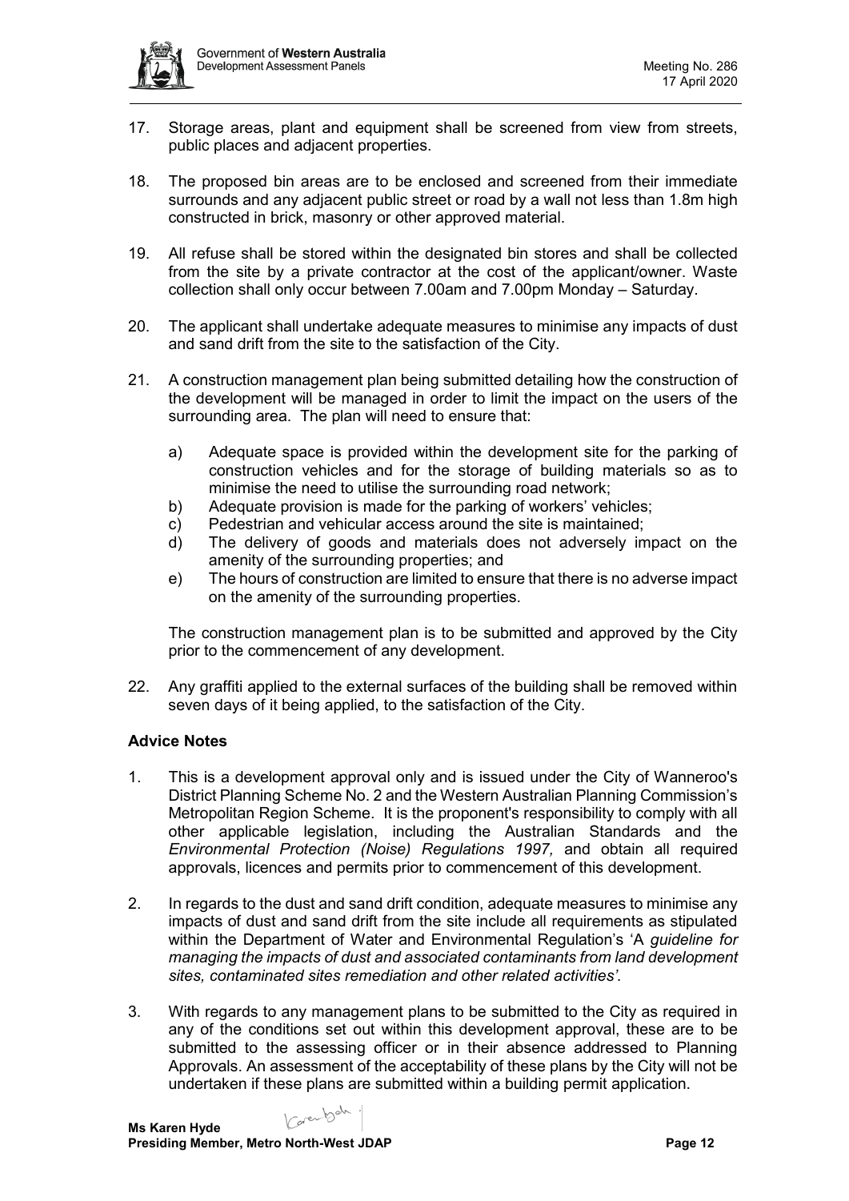17. Storage areas, plant and equipment shall be screened from view from streets, public places and adjacent properties.

18. The proposed bin areas are to be enclosed and screened from their immediate surrounds and any adjacent public street or road by a wall not less than 1.8m high constructed in brick, masonry or other approved material.

19. All refuse shall be stored within the designated bin stores and shall be collected from the site by a private contractor at the cost of the applicant/owner. Waste collection shall only occur between 7.00am and 7.00pm Monday – Saturday.

20. The applicant shall undertake adequate measures to minimise any impacts of dust and sand drift from the site to the satisfaction of the City.

21. A construction management plan being submitted detailing how the construction of the development will be managed in order to limit the impact on the users of the surrounding area. The plan will need to ensure that:

    a) Adequate space is provided within the development site for the parking of construction vehicles and for the storage of building materials so as to minimise the need to utilise the surrounding road network;
    b) Adequate provision is made for the parking of workers' vehicles;
    c) Pedestrian and vehicular access around the site is maintained;
    d) The delivery of goods and materials does not adversely impact on the amenity of the surrounding properties; and
    e) The hours of construction are limited to ensure that there is no adverse impact on the amenity of the surrounding properties.

    The construction management plan is to be submitted and approved by the City prior to the commencement of any development.

22. Any graffiti applied to the external surfaces of the building shall be removed within seven days of it being applied, to the satisfaction of the City.

**Advice Notes**

1. This is a development approval only and is issued under the City of Wanneroo's District Planning Scheme No. 2 and the Western Australian Planning Commission's Metropolitan Region Scheme. It is the proponent's responsibility to comply with all other applicable legislation, including the Australian Standards and the *Environmental Protection (Noise) Regulations 1997,* and obtain all required approvals, licences and permits prior to commencement of this development.

2. In regards to the dust and sand drift condition, adequate measures to minimise any impacts of dust and sand drift from the site include all requirements as stipulated within the Department of Water and Environmental Regulation's 'A *guideline for managing the impacts of dust and associated contaminants from land development sites, contaminated sites remediation and other related activities'.*

3. With regards to any management plans to be submitted to the City as required in any of the conditions set out within this development approval, these are to be submitted to the assessing officer or in their absence addressed to Planning Approvals. An assessment of the acceptability of these plans by the City will not be undertaken if these plans are submitted within a building permit application.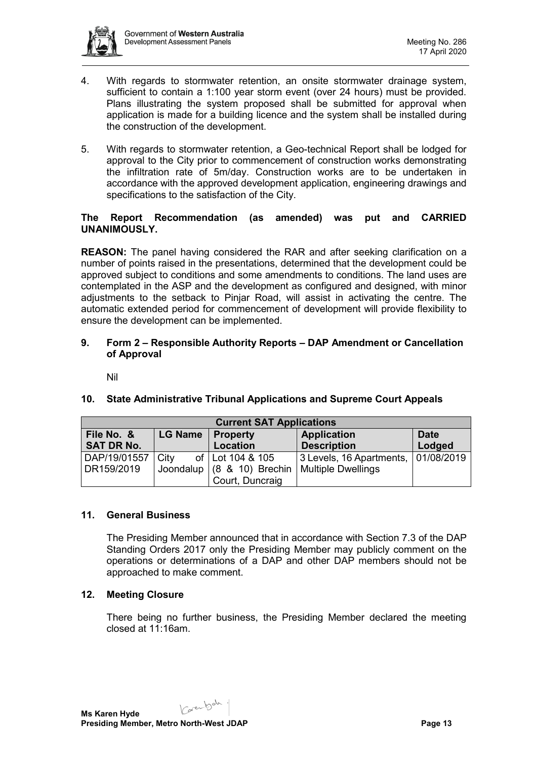4. With regards to stormwater retention, an onsite stormwater drainage system, sufficient to contain a 1:100 year storm event (over 24 hours) must be provided. Plans illustrating the system proposed shall be submitted for approval when application is made for a building licence and the system shall be installed during the construction of the development.

5. With regards to stormwater retention, a Geo-technical Report shall be lodged for approval to the City prior to commencement of construction works demonstrating the infiltration rate of 5m/day. Construction works are to be undertaken in accordance with the approved development application, engineering drawings and specifications to the satisfaction of the City.

**The Report Recommendation (as amended) was put and CARRIED UNANIMOUSLY.**

**REASON:** The panel having considered the RAR and after seeking clarification on a number of points raised in the presentations, determined that the development could be approved subject to conditions and some amendments to conditions. The land uses are contemplated in the ASP and the development as configured and designed, with minor adjustments to the setback to Pinjar Road, will assist in activating the centre. The automatic extended period for commencement of development will provide flexibility to ensure the development can be implemented.

## 9. Form 2 – Responsible Authority Reports – DAP Amendment or Cancellation of Approval

Nil

## 10. State Administrative Tribunal Applications and Supreme Court Appeals

| Current SAT Applications | | | | |
|---|---|---|---|---|
| **File No. & SAT DR No.** | **LG Name** | **Property Location** | **Application Description** | **Date Lodged** |
| DAP/19/01557 DR159/2019 | City of Joondalup | Lot 104 & 105 (8 & 10) Brechin Court, Duncraig | 3 Levels, 16 Apartments, Multiple Dwellings | 01/08/2019 |

## 11. General Business

The Presiding Member announced that in accordance with Section 7.3 of the DAP Standing Orders 2017 only the Presiding Member may publicly comment on the operations or determinations of a DAP and other DAP members should not be approached to make comment.

## 12. Meeting Closure

There being no further business, the Presiding Member declared the meeting closed at 11:16am.

**Ms Karen Hyde**
**Presiding Member, Metro North-West JDAP**